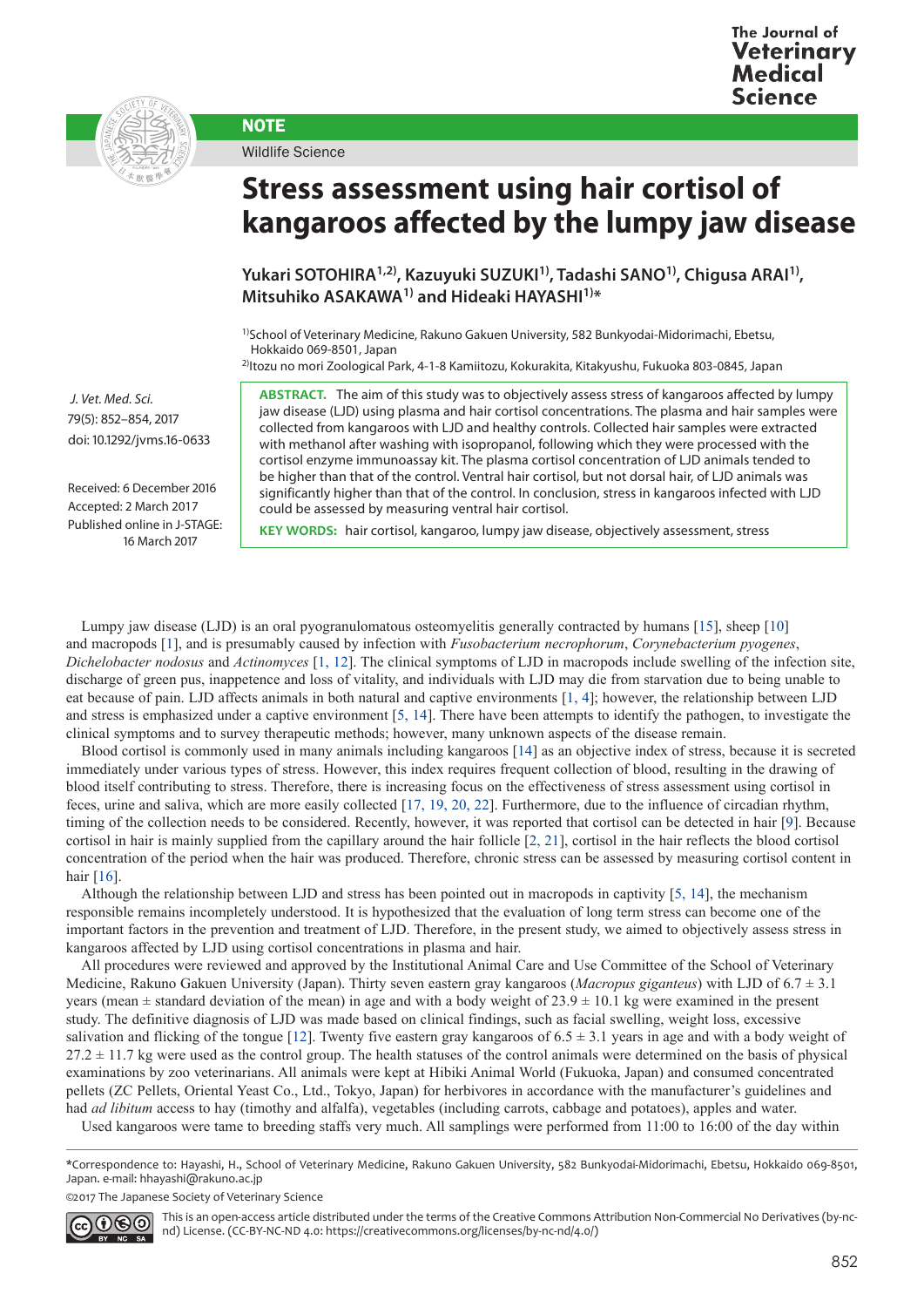NOTE

Wildlife Science

# Stress assessment using hair cortisol of kangaroos affected by the lumpy jaw disease

**Yukari SOTOHIRA[1,2], Kazuyuki SUZUKI[1], Tadashi SANO[1], Chigusa ARAI[1], Mitsuhiko ASAKAWA[1] and Hideaki HAYASHI[1]***

[1]School of Veterinary Medicine, Rakuno Gakuen University, 582 Bunkyodai-Midorimachi, Ebetsu, Hokkaido 069-8501, Japan
[2]Itozu no mori Zoological Park, 4-1-8 Kamiitozu, Kokurakita, Kitakyushu, Fukuoka 803-0845, Japan

*J. Vet. Med. Sci.*
79(5): 852–854, 2017
doi: 10.1292/jvms.16-0633

Received: 6 December 2016
Accepted: 2 March 2017
Published online in J-STAGE: 16 March 2017

**ABSTRACT.** The aim of this study was to objectively assess stress of kangaroos affected by lumpy jaw disease (LJD) using plasma and hair cortisol concentrations. The plasma and hair samples were collected from kangaroos with LJD and healthy controls. Collected hair samples were extracted with methanol after washing with isopropanol, following which they were processed with the cortisol enzyme immunoassay kit. The plasma cortisol concentration of LJD animals tended to be higher than that of the control. Ventral hair cortisol, but not dorsal hair, of LJD animals was significantly higher than that of the control. In conclusion, stress in kangaroos infected with LJD could be assessed by measuring ventral hair cortisol.

**KEY WORDS:** hair cortisol, kangaroo, lumpy jaw disease, objectively assessment, stress

Lumpy jaw disease (LJD) is an oral pyogranulomatous osteomyelitis generally contracted by humans [15], sheep [10] and macropods [1], and is presumably caused by infection with *Fusobacterium necrophorum*, *Corynebacterium pyogenes*, *Dichelobacter nodosus* and *Actinomyces* [1, 12]. The clinical symptoms of LJD in macropods include swelling of the infection site, discharge of green pus, inappetence and loss of vitality, and individuals with LJD may die from starvation due to being unable to eat because of pain. LJD affects animals in both natural and captive environments [1, 4]; however, the relationship between LJD and stress is emphasized under a captive environment [5, 14]. There have been attempts to identify the pathogen, to investigate the clinical symptoms and to survey therapeutic methods; however, many unknown aspects of the disease remain.

Blood cortisol is commonly used in many animals including kangaroos [14] as an objective index of stress, because it is secreted immediately under various types of stress. However, this index requires frequent collection of blood, resulting in the drawing of blood itself contributing to stress. Therefore, there is increasing focus on the effectiveness of stress assessment using cortisol in feces, urine and saliva, which are more easily collected [17, 19, 20, 22]. Furthermore, due to the influence of circadian rhythm, timing of the collection needs to be considered. Recently, however, it was reported that cortisol can be detected in hair [9]. Because cortisol in hair is mainly supplied from the capillary around the hair follicle [2, 21], cortisol in the hair reflects the blood cortisol concentration of the period when the hair was produced. Therefore, chronic stress can be assessed by measuring cortisol content in hair [16].

Although the relationship between LJD and stress has been pointed out in macropods in captivity [5, 14], the mechanism responsible remains incompletely understood. It is hypothesized that the evaluation of long term stress can become one of the important factors in the prevention and treatment of LJD. Therefore, in the present study, we aimed to objectively assess stress in kangaroos affected by LJD using cortisol concentrations in plasma and hair.

All procedures were reviewed and approved by the Institutional Animal Care and Use Committee of the School of Veterinary Medicine, Rakuno Gakuen University (Japan). Thirty seven eastern gray kangaroos (*Macropus giganteus*) with LJD of 6.7 ± 3.1 years (mean ± standard deviation of the mean) in age and with a body weight of 23.9 ± 10.1 kg were examined in the present study. The definitive diagnosis of LJD was made based on clinical findings, such as facial swelling, weight loss, excessive salivation and flicking of the tongue [12]. Twenty five eastern gray kangaroos of 6.5 ± 3.1 years in age and with a body weight of 27.2 ± 11.7 kg were used as the control group. The health statuses of the control animals were determined on the basis of physical examinations by zoo veterinarians. All animals were kept at Hibiki Animal World (Fukuoka, Japan) and consumed concentrated pellets (ZC Pellets, Oriental Yeast Co., Ltd., Tokyo, Japan) for herbivores in accordance with the manufacturer's guidelines and had *ad libitum* access to hay (timothy and alfalfa), vegetables (including carrots, cabbage and potatoes), apples and water.

Used kangaroos were tame to breeding staffs very much. All samplings were performed from 11:00 to 16:00 of the day within

*Correspondence to: Hayashi, H., School of Veterinary Medicine, Rakuno Gakuen University, 582 Bunkyodai-Midorimachi, Ebetsu, Hokkaido 069-8501, Japan. e-mail: hhayashi@rakuno.ac.jp

©2017 The Japanese Society of Veterinary Science

This is an open-access article distributed under the terms of the Creative Commons Attribution Non-Commercial No Derivatives (by-nc-nd) License. (CC-BY-NC-ND 4.0: https://creativecommons.org/licenses/by-nc-nd/4.0/)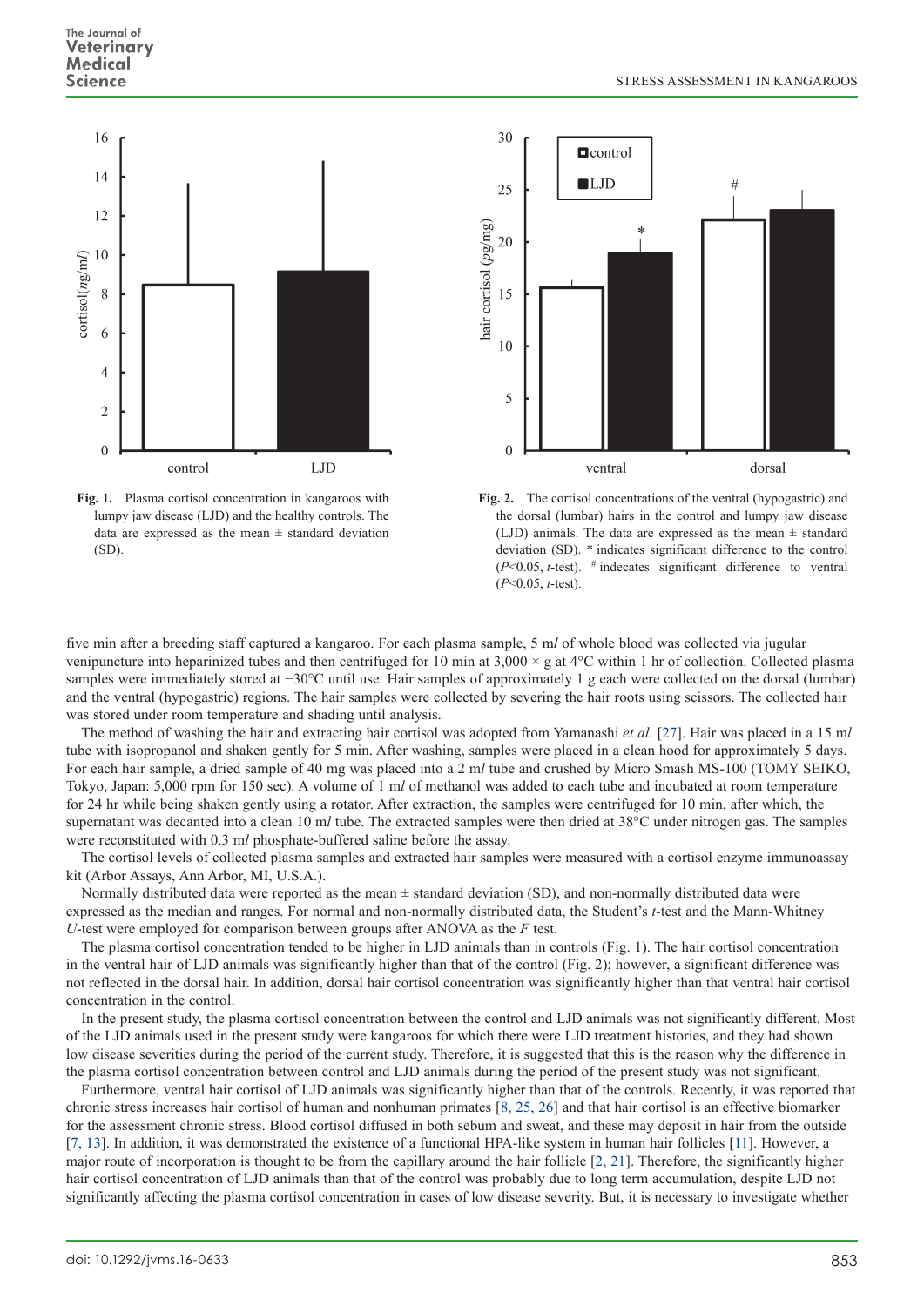Fig. 1. Plasma cortisol concentration in kangaroos with lumpy jaw disease (LJD) and the healthy controls. The data are expressed as the mean ± standard deviation (SD).

Fig. 2. The cortisol concentrations of the ventral (hypogastric) and the dorsal (lumbar) hairs in the control and lumpy jaw disease (LJD) animals. The data are expressed as the mean ± standard deviation (SD). * indicates significant difference to the control ($P$<0.05, $t$-test). # indicates significant difference to ventral ($P$<0.05, $t$-test).

five min after a breeding staff captured a kangaroo. For each plasma sample, 5 m*l* of whole blood was collected via jugular venipuncture into heparinized tubes and then centrifuged for 10 min at 3,000 × g at 4°C within 1 hr of collection. Collected plasma samples were immediately stored at −30°C until use. Hair samples of approximately 1 g each were collected on the dorsal (lumbar) and the ventral (hypogastric) regions. The hair samples were collected by severing the hair roots using scissors. The collected hair was stored under room temperature and shading until analysis.

The method of washing the hair and extracting hair cortisol was adopted from Yamanashi *et al*. [27]. Hair was placed in a 15 m*l* tube with isopropanol and shaken gently for 5 min. After washing, samples were placed in a clean hood for approximately 5 days. For each hair sample, a dried sample of 40 mg was placed into a 2 m*l* tube and crushed by Micro Smash MS-100 (TOMY SEIKO, Tokyo, Japan: 5,000 rpm for 150 sec). A volume of 1 m*l* of methanol was added to each tube and incubated at room temperature for 24 hr while being shaken gently using a rotator. After extraction, the samples were centrifuged for 10 min, after which, the supernatant was decanted into a clean 10 m*l* tube. The extracted samples were then dried at 38°C under nitrogen gas. The samples were reconstituted with 0.3 m*l* phosphate-buffered saline before the assay.

The cortisol levels of collected plasma samples and extracted hair samples were measured with a cortisol enzyme immunoassay kit (Arbor Assays, Ann Arbor, MI, U.S.A.).

Normally distributed data were reported as the mean ± standard deviation (SD), and non-normally distributed data were expressed as the median and ranges. For normal and non-normally distributed data, the Student's $t$-test and the Mann-Whitney $U$-test were employed for comparison between groups after ANOVA as the $F$ test.

The plasma cortisol concentration tended to be higher in LJD animals than in controls (Fig. 1). The hair cortisol concentration in the ventral hair of LJD animals was significantly higher than that of the control (Fig. 2); however, a significant difference was not reflected in the dorsal hair. In addition, dorsal hair cortisol concentration was significantly higher than that ventral hair cortisol concentration in the control.

In the present study, the plasma cortisol concentration between the control and LJD animals was not significantly different. Most of the LJD animals used in the present study were kangaroos for which there were LJD treatment histories, and they had shown low disease severities during the period of the current study. Therefore, it is suggested that this is the reason why the difference in the plasma cortisol concentration between control and LJD animals during the period of the present study was not significant.

Furthermore, ventral hair cortisol of LJD animals was significantly higher than that of the controls. Recently, it was reported that chronic stress increases hair cortisol of human and nonhuman primates [8, 25, 26] and that hair cortisol is an effective biomarker for the assessment chronic stress. Blood cortisol diffused in both sebum and sweat, and these may deposit in hair from the outside [7, 13]. In addition, it was demonstrated the existence of a functional HPA-like system in human hair follicles [11]. However, a major route of incorporation is thought to be from the capillary around the hair follicle [2, 21]. Therefore, the significantly higher hair cortisol concentration of LJD animals than that of the control was probably due to long term accumulation, despite LJD not significantly affecting the plasma cortisol concentration in cases of low disease severity. But, it is necessary to investigate whether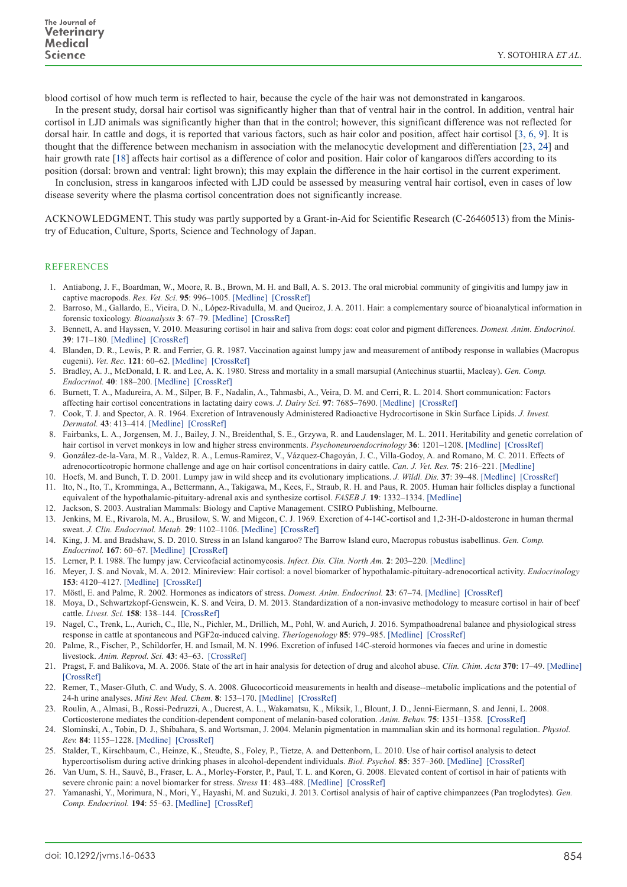blood cortisol of how much term is reflected to hair, because the cycle of the hair was not demonstrated in kangaroos.

In the present study, dorsal hair cortisol was significantly higher than that of ventral hair in the control. In addition, ventral hair cortisol in LJD animals was significantly higher than that in the control; however, this significant difference was not reflected for dorsal hair. In cattle and dogs, it is reported that various factors, such as hair color and position, affect hair cortisol [3, 6, 9]. It is thought that the difference between mechanism in association with the melanocytic development and differentiation [23, 24] and hair growth rate [18] affects hair cortisol as a difference of color and position. Hair color of kangaroos differs according to its position (dorsal: brown and ventral: light brown); this may explain the difference in the hair cortisol in the current experiment.

In conclusion, stress in kangaroos infected with LJD could be assessed by measuring ventral hair cortisol, even in cases of low disease severity where the plasma cortisol concentration does not significantly increase.

ACKNOWLEDGMENT. This study was partly supported by a Grant-in-Aid for Scientific Research (C-26460513) from the Ministry of Education, Culture, Sports, Science and Technology of Japan.

## REFERENCES

1. Antiabong, J. F., Boardman, W., Moore, R. B., Brown, M. H. and Ball, A. S. 2013. The oral microbial community of gingivitis and lumpy jaw in captive macropods. *Res. Vet. Sci.* **95**: 996–1005. [Medline] [CrossRef]
2. Barroso, M., Gallardo, E., Vieira, D. N., López-Rivadulla, M. and Queiroz, J. A. 2011. Hair: a complementary source of bioanalytical information in forensic toxicology. *Bioanalysis* **3**: 67–79. [Medline] [CrossRef]
3. Bennett, A. and Hayssen, V. 2010. Measuring cortisol in hair and saliva from dogs: coat color and pigment differences. *Domest. Anim. Endocrinol.* **39**: 171–180. [Medline] [CrossRef]
4. Blanden, D. R., Lewis, P. R. and Ferrier, G. R. 1987. Vaccination against lumpy jaw and measurement of antibody response in wallabies (Macropus eugenii). *Vet. Rec.* **121**: 60–62. [Medline] [CrossRef]
5. Bradley, A. J., McDonald, I. R. and Lee, A. K. 1980. Stress and mortality in a small marsupial (Antechinus stuartii, Macleay). *Gen. Comp. Endocrinol.* **40**: 188–200. [Medline] [CrossRef]
6. Burnett, T. A., Madureira, A. M., Silper, B. F., Nadalin, A., Tahmasbi, A., Veira, D. M. and Cerri, R. L. 2014. Short communication: Factors affecting hair cortisol concentrations in lactating dairy cows. *J. Dairy Sci.* **97**: 7685–7690. [Medline] [CrossRef]
7. Cook, T. J. and Spector, A. R. 1964. Excretion of Intravenously Administered Radioactive Hydrocortisone in Skin Surface Lipids. *J. Invest. Dermatol.* **43**: 413–414. [Medline] [CrossRef]
8. Fairbanks, L. A., Jorgensen, M. J., Bailey, J. N., Breidenthal, S. E., Grzywa, R. and Laudenslager, M. L. 2011. Heritability and genetic correlation of hair cortisol in vervet monkeys in low and higher stress environments. *Psychoneuroendocrinology* **36**: 1201–1208. [Medline] [CrossRef]
9. González-de-la-Vara, M. R., Valdez, R. A., Lemus-Ramirez, V., Vázquez-Chagoyán, J. C., Villa-Godoy, A. and Romano, M. C. 2011. Effects of adrenocorticotropic hormone challenge and age on hair cortisol concentrations in dairy cattle. *Can. J. Vet. Res.* **75**: 216–221. [Medline]
10. Hoefs, M. and Bunch, T. D. 2001. Lumpy jaw in wild sheep and its evolutionary implications. *J. Wildl. Dis.* **37**: 39–48. [Medline] [CrossRef]
11. Ito, N., Ito, T., Kromminga, A., Bettermann, A., Takigawa, M., Kees, F., Straub, R. H. and Paus, R. 2005. Human hair follicles display a functional equivalent of the hypothalamic-pituitary-adrenal axis and synthesize cortisol. *FASEB J.* **19**: 1332–1334. [Medline]
12. Jackson, S. 2003. Australian Mammals: Biology and Captive Management. CSIRO Publishing, Melbourne.
13. Jenkins, M. E., Rivarola, M. A., Brusilow, S. W. and Migeon, C. J. 1969. Excretion of 4-14C-cortisol and 1,2-3H-D-aldosterone in human thermal sweat. *J. Clin. Endocrinol. Metab.* **29**: 1102–1106. [Medline] [CrossRef]
14. King, J. M. and Bradshaw, S. D. 2010. Stress in an Island kangaroo? The Barrow Island euro, Macropus robustus isabellinus. *Gen. Comp. Endocrinol.* **167**: 60–67. [Medline] [CrossRef]
15. Lerner, P. I. 1988. The lumpy jaw. Cervicofacial actinomycosis. *Infect. Dis. Clin. North Am.* **2**: 203–220. [Medline]
16. Meyer, J. S. and Novak, M. A. 2012. Minireview: Hair cortisol: a novel biomarker of hypothalamic-pituitary-adrenocortical activity. *Endocrinology* **153**: 4120–4127. [Medline] [CrossRef]
17. Möstl, E. and Palme, R. 2002. Hormones as indicators of stress. *Domest. Anim. Endocrinol.* **23**: 67–74. [Medline] [CrossRef]
18. Moya, D., Schwartzkopf-Genswein, K. S. and Veira, D. M. 2013. Standardization of a non-invasive methodology to measure cortisol in hair of beef cattle. *Livest. Sci.* **158**: 138–144. [CrossRef]
19. Nagel, C., Trenk, L., Aurich, C., Ille, N., Pichler, M., Drillich, M., Pohl, W. and Aurich, J. 2016. Sympathoadrenal balance and physiological stress response in cattle at spontaneous and PGF2α-induced calving. *Theriogenology* **85**: 979–985. [Medline] [CrossRef]
20. Palme, R., Fischer, P., Schildorfer, H. and Ismail, M. N. 1996. Excretion of infused 14C-steroid hormones via faeces and urine in domestic livestock. *Anim. Reprod. Sci.* **43**: 43–63. [CrossRef]
21. Pragst, F. and Balikova, M. A. 2006. State of the art in hair analysis for detection of drug and alcohol abuse. *Clin. Chim. Acta* **370**: 17–49. [Medline] [CrossRef]
22. Remer, T., Maser-Gluth, C. and Wudy, S. A. 2008. Glucocorticoid measurements in health and disease--metabolic implications and the potential of 24-h urine analyses. *Mini Rev. Med. Chem.* **8**: 153–170. [Medline] [CrossRef]
23. Roulin, A., Almasi, B., Rossi-Pedruzzi, A., Ducrest, A. L., Wakamatsu, K., Miksik, I., Blount, J. D., Jenni-Eiermann, S. and Jenni, L. 2008. Corticosterone mediates the condition-dependent component of melanin-based coloration. *Anim. Behav.* **75**: 1351–1358. [CrossRef]
24. Slominski, A., Tobin, D. J., Shibahara, S. and Wortsman, J. 2004. Melanin pigmentation in mammalian skin and its hormonal regulation. *Physiol. Rev.* **84**: 1155–1228. [Medline] [CrossRef]
25. Stalder, T., Kirschbaum, C., Heinze, K., Steudte, S., Foley, P., Tietze, A. and Dettenborn, L. 2010. Use of hair cortisol analysis to detect hypercortisolism during active drinking phases in alcohol-dependent individuals. *Biol. Psychol.* **85**: 357–360. [Medline] [CrossRef]
26. Van Uum, S. H., Sauvé, B., Fraser, L. A., Morley-Forster, P., Paul, T. L. and Koren, G. 2008. Elevated content of cortisol in hair of patients with severe chronic pain: a novel biomarker for stress. *Stress* **11**: 483–488. [Medline] [CrossRef]
27. Yamanashi, Y., Morimura, N., Mori, Y., Hayashi, M. and Suzuki, J. 2013. Cortisol analysis of hair of captive chimpanzees (Pan troglodytes). *Gen. Comp. Endocrinol.* **194**: 55–63. [Medline] [CrossRef]